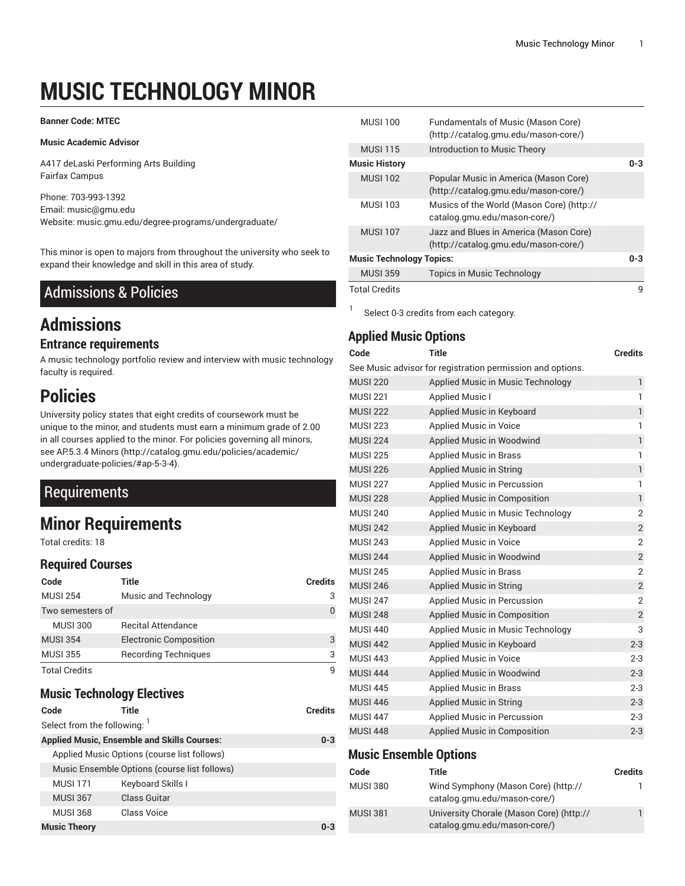# MUSIC TECHNOLOGY MINOR

**Banner Code: MTEC**

**Music Academic Advisor**

A417 deLaski Performing Arts Building
Fairfax Campus

Phone: 703-993-1392
Email: music@gmu.edu
Website: music.gmu.edu/degree-programs/undergraduate/

This minor is open to majors from throughout the university who seek to expand their knowledge and skill in this area of study.

## Admissions & Policies

# Admissions

### Entrance requirements

A music technology portfolio review and interview with music technology faculty is required.

# Policies

University policy states that eight credits of coursework must be unique to the minor, and students must earn a minimum grade of 2.00 in all courses applied to the minor. For policies governing all minors, see AP.5.3.4 Minors (http://catalog.gmu.edu/policies/academic/undergraduate-policies/#ap-5-3-4).

## Requirements

# Minor Requirements

Total credits: 18

### Required Courses

| Code | Title | Credits |
|---|---|---|
| MUSI 254 | Music and Technology | 3 |
| Two semesters of | | 0 |
| MUSI 300 | Recital Attendance | |
| MUSI 354 | Electronic Composition | 3 |
| MUSI 355 | Recording Techniques | 3 |
| Total Credits | | 9 |

### Music Technology Electives

| Code | Title | Credits |
|---|---|---|
| Select from the following: [1] | | |
| **Applied Music, Ensemble and Skills Courses:** | | **0-3** |
| Applied Music Options (course list follows) | | |
| Music Ensemble Options (course list follows) | | |
| MUSI 171 | Keyboard Skills I | |
| MUSI 367 | Class Guitar | |
| MUSI 368 | Class Voice | |
| **Music Theory** | | **0-3** |
| MUSI 100 | Fundamentals of Music (Mason Core) (http://catalog.gmu.edu/mason-core/) | |
| MUSI 115 | Introduction to Music Theory | |
| **Music History** | | **0-3** |
| MUSI 102 | Popular Music in America (Mason Core) (http://catalog.gmu.edu/mason-core/) | |
| MUSI 103 | Musics of the World (Mason Core) (http://catalog.gmu.edu/mason-core/) | |
| MUSI 107 | Jazz and Blues in America (Mason Core) (http://catalog.gmu.edu/mason-core/) | |
| **Music Technology Topics:** | | **0-3** |
| MUSI 359 | Topics in Music Technology | |
| Total Credits | | 9 |

[1] Select 0-3 credits from each category.

### Applied Music Options

| Code | Title | Credits |
|---|---|---|
| See Music advisor for registration permission and options. | | |
| MUSI 220 | Applied Music in Music Technology | 1 |
| MUSI 221 | Applied Music I | 1 |
| MUSI 222 | Applied Music in Keyboard | 1 |
| MUSI 223 | Applied Music in Voice | 1 |
| MUSI 224 | Applied Music in Woodwind | 1 |
| MUSI 225 | Applied Music in Brass | 1 |
| MUSI 226 | Applied Music in String | 1 |
| MUSI 227 | Applied Music in Percussion | 1 |
| MUSI 228 | Applied Music in Composition | 1 |
| MUSI 240 | Applied Music in Music Technology | 2 |
| MUSI 242 | Applied Music in Keyboard | 2 |
| MUSI 243 | Applied Music in Voice | 2 |
| MUSI 244 | Applied Music in Woodwind | 2 |
| MUSI 245 | Applied Music in Brass | 2 |
| MUSI 246 | Applied Music in String | 2 |
| MUSI 247 | Applied Music in Percussion | 2 |
| MUSI 248 | Applied Music in Composition | 2 |
| MUSI 440 | Applied Music in Music Technology | 3 |
| MUSI 442 | Applied Music in Keyboard | 2-3 |
| MUSI 443 | Applied Music in Voice | 2-3 |
| MUSI 444 | Applied Music in Woodwind | 2-3 |
| MUSI 445 | Applied Music in Brass | 2-3 |
| MUSI 446 | Applied Music in String | 2-3 |
| MUSI 447 | Applied Music in Percussion | 2-3 |
| MUSI 448 | Applied Music in Composition | 2-3 |

### Music Ensemble Options

| Code | Title | Credits |
|---|---|---|
| MUSI 380 | Wind Symphony (Mason Core) (http://catalog.gmu.edu/mason-core/) | 1 |
| MUSI 381 | University Chorale (Mason Core) (http://catalog.gmu.edu/mason-core/) | 1 |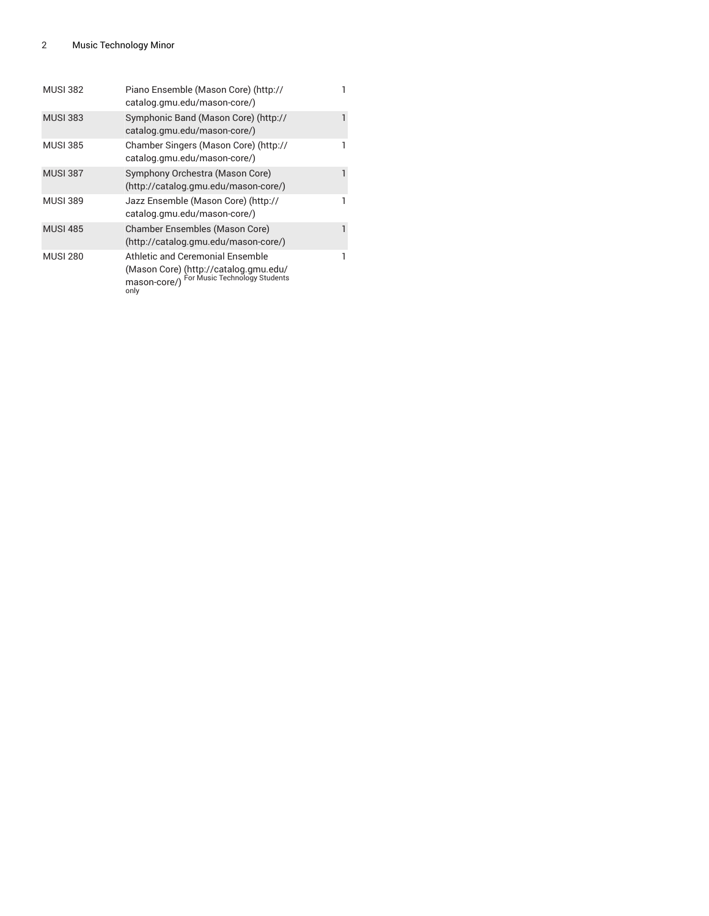| | | |
|---|---|---|
| MUSI 382 | Piano Ensemble (Mason Core) (http://catalog.gmu.edu/mason-core/) | 1 |
| MUSI 383 | Symphonic Band (Mason Core) (http://catalog.gmu.edu/mason-core/) | 1 |
| MUSI 385 | Chamber Singers (Mason Core) (http://catalog.gmu.edu/mason-core/) | 1 |
| MUSI 387 | Symphony Orchestra (Mason Core) (http://catalog.gmu.edu/mason-core/) | 1 |
| MUSI 389 | Jazz Ensemble (Mason Core) (http://catalog.gmu.edu/mason-core/) | 1 |
| MUSI 485 | Chamber Ensembles (Mason Core) (http://catalog.gmu.edu/mason-core/) | 1 |
| MUSI 280 | Athletic and Ceremonial Ensemble (Mason Core) (http://catalog.gmu.edu/mason-core/) For Music Technology Students only | 1 |